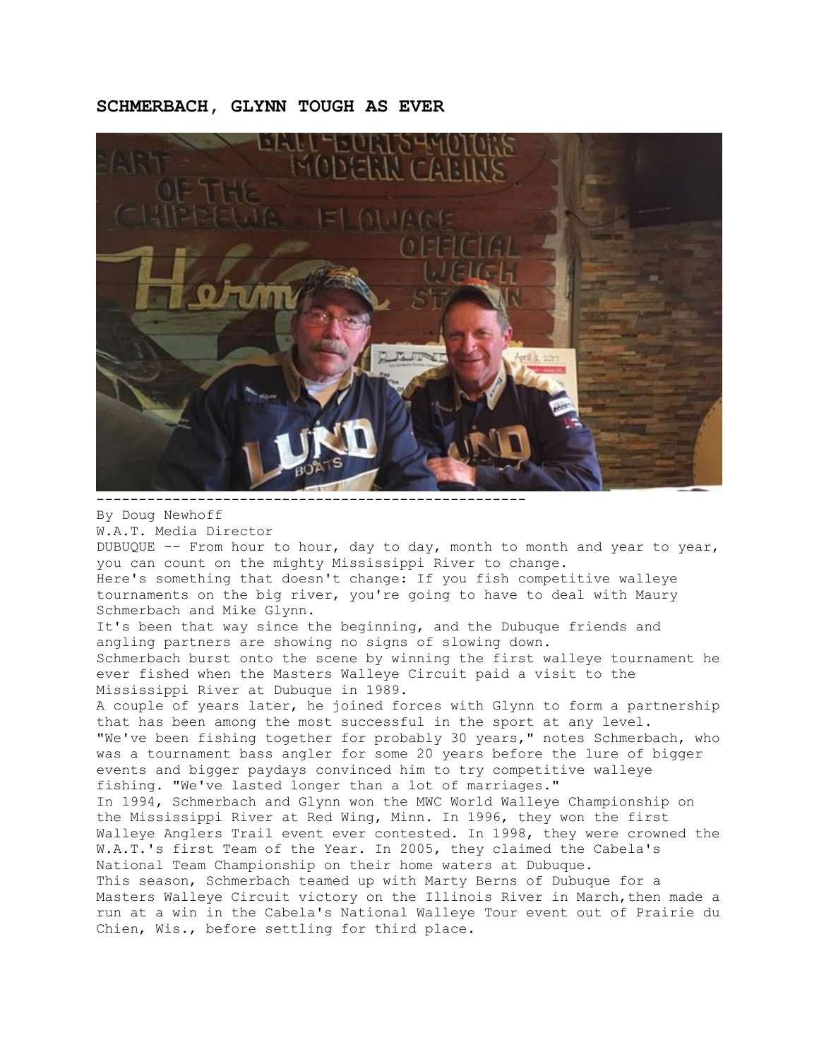**SCHMERBACH, GLYNN TOUGH AS EVER**

---

By Doug Newhoff
W.A.T. Media Director

DUBUQUE -- From hour to hour, day to day, month to month and year to year, you can count on the mighty Mississippi River to change.

Here's something that doesn't change: If you fish competitive walleye tournaments on the big river, you're going to have to deal with Maury Schmerbach and Mike Glynn.

It's been that way since the beginning, and the Dubuque friends and angling partners are showing no signs of slowing down.

Schmerbach burst onto the scene by winning the first walleye tournament he ever fished when the Masters Walleye Circuit paid a visit to the Mississippi River at Dubuque in 1989.

A couple of years later, he joined forces with Glynn to form a partnership that has been among the most successful in the sport at any level.

"We've been fishing together for probably 30 years," notes Schmerbach, who was a tournament bass angler for some 20 years before the lure of bigger events and bigger paydays convinced him to try competitive walleye fishing. "We've lasted longer than a lot of marriages."

In 1994, Schmerbach and Glynn won the MWC World Walleye Championship on the Mississippi River at Red Wing, Minn. In 1996, they won the first Walleye Anglers Trail event ever contested. In 1998, they were crowned the W.A.T.'s first Team of the Year. In 2005, they claimed the Cabela's National Team Championship on their home waters at Dubuque.

This season, Schmerbach teamed up with Marty Berns of Dubuque for a Masters Walleye Circuit victory on the Illinois River in March,then made a run at a win in the Cabela's National Walleye Tour event out of Prairie du Chien, Wis., before settling for third place.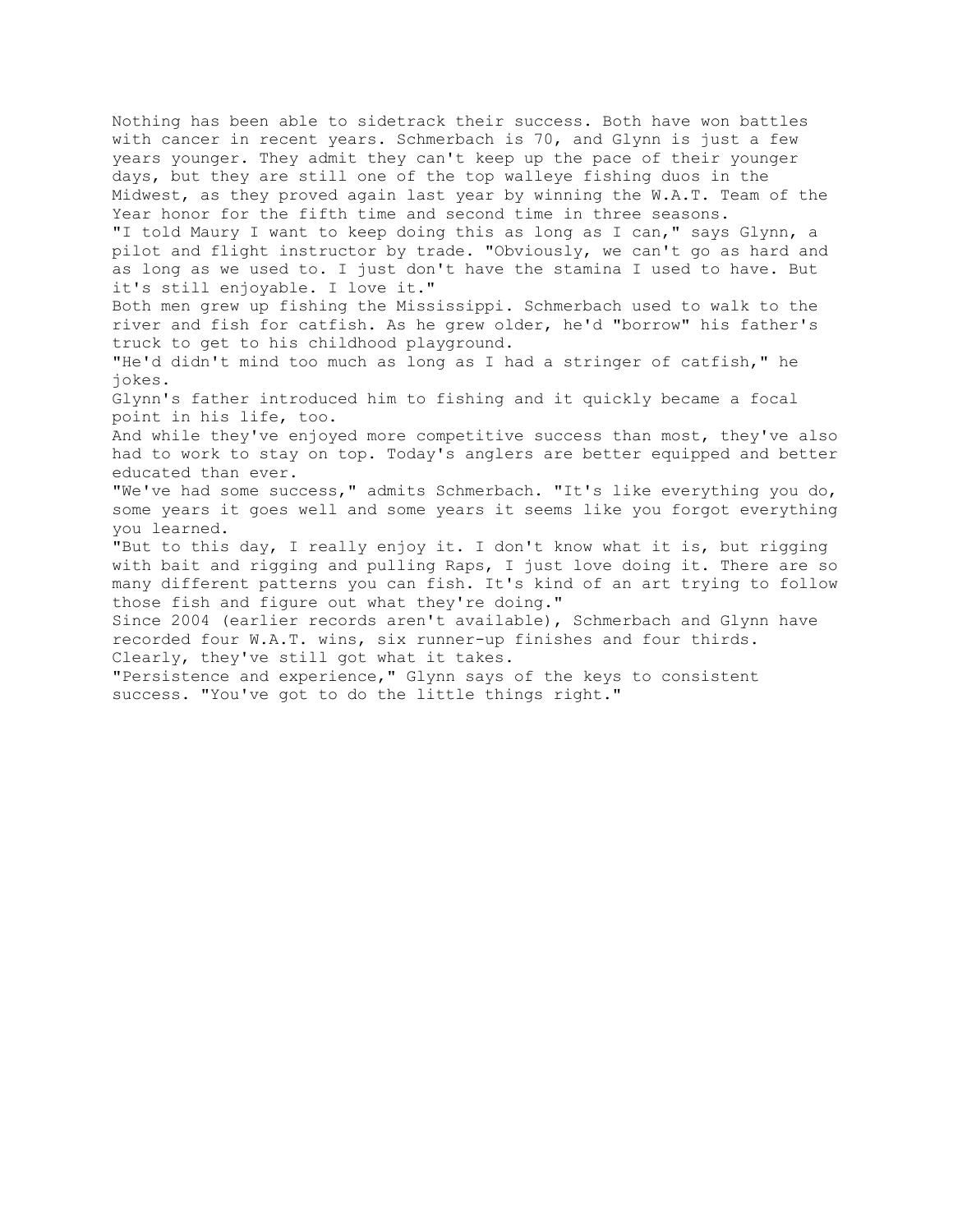Nothing has been able to sidetrack their success. Both have won battles with cancer in recent years. Schmerbach is 70, and Glynn is just a few years younger. They admit they can't keep up the pace of their younger days, but they are still one of the top walleye fishing duos in the Midwest, as they proved again last year by winning the W.A.T. Team of the Year honor for the fifth time and second time in three seasons.

"I told Maury I want to keep doing this as long as I can," says Glynn, a pilot and flight instructor by trade. "Obviously, we can't go as hard and as long as we used to. I just don't have the stamina I used to have. But it's still enjoyable. I love it."

Both men grew up fishing the Mississippi. Schmerbach used to walk to the river and fish for catfish. As he grew older, he'd "borrow" his father's truck to get to his childhood playground.

"He'd didn't mind too much as long as I had a stringer of catfish," he jokes.

Glynn's father introduced him to fishing and it quickly became a focal point in his life, too.

And while they've enjoyed more competitive success than most, they've also had to work to stay on top. Today's anglers are better equipped and better educated than ever.

"We've had some success," admits Schmerbach. "It's like everything you do, some years it goes well and some years it seems like you forgot everything you learned.

"But to this day, I really enjoy it. I don't know what it is, but rigging with bait and rigging and pulling Raps, I just love doing it. There are so many different patterns you can fish. It's kind of an art trying to follow those fish and figure out what they're doing."

Since 2004 (earlier records aren't available), Schmerbach and Glynn have recorded four W.A.T. wins, six runner-up finishes and four thirds. Clearly, they've still got what it takes.

"Persistence and experience," Glynn says of the keys to consistent success. "You've got to do the little things right."